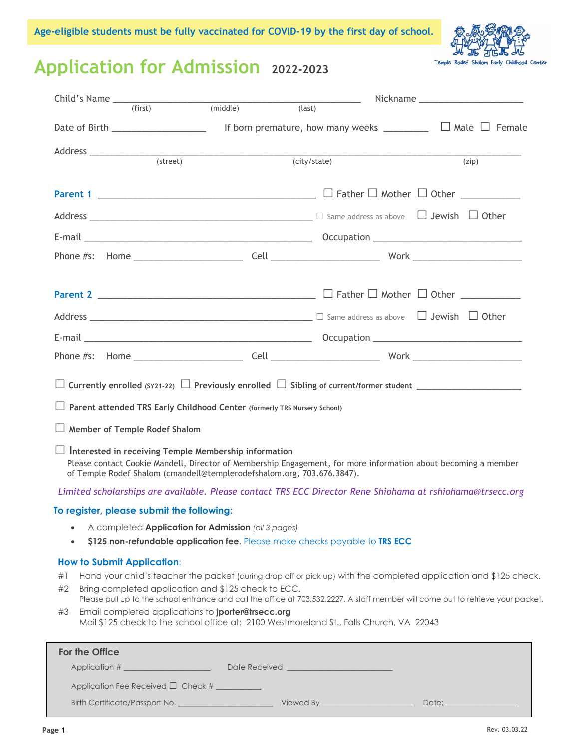**Age-eligible students must be fully vaccinated for COVID-19 by the first day of school.**

Temple Rodef Shalom Early Childhood Center

# Application for Admission 2022-2023

Child's Name ______________________________________________ Nickname ____________________
(first) (middle) (last)

Date of Birth __________________ If born premature, how many weeks _________ ☐ Male ☐ Female

Address ______________________________________________________________________________
(street) (city/state) (zip)

**Parent 1** ________________________________________ ☐ Father ☐ Mother ☐ Other ___________

Address __________________________________________ ☐ Same address as above ☐ Jewish ☐ Other

E-mail ___________________________________________ Occupation ____________________________

Phone #s: Home _____________________ Cell _____________________ Work _____________________

**Parent 2** ________________________________________ ☐ Father ☐ Mother ☐ Other ___________

Address __________________________________________ ☐ Same address as above ☐ Jewish ☐ Other

E-mail ___________________________________________ Occupation ____________________________

Phone #s: Home _____________________ Cell _____________________ Work _____________________

☐ **Currently enrolled** (SY21-22) ☐ **Previously enrolled** ☐ **Sibling** of current/former student _____________________

☐ **Parent attended TRS Early Childhood Center** (formerly TRS Nursery School)

☐ **Member of Temple Rodef Shalom**

☐ **Interested in receiving Temple Membership information**
Please contact Cookie Mandell, Director of Membership Engagement, for more information about becoming a member of Temple Rodef Shalom (cmandell@templerodefshalom.org, 703.676.3847).

*Limited scholarships are available. Please contact TRS ECC Director Rene Shiohama at rshiohama@trsecc.org*

### To register, please submit the following:

- A completed **Application for Admission** *(all 3 pages)*
- **$125 non-refundable application fee**. Please make checks payable to **TRS ECC**

### How to Submit Application:

#1 Hand your child's teacher the packet (during drop off or pick up) with the completed application and $125 check.

#2 Bring completed application and $125 check to ECC.
Please pull up to the school entrance and call the office at 703.532.2227. A staff member will come out to retrieve your packet.

#3 Email completed applications to **jporter@trsecc.org**
Mail $125 check to the school office at: 2100 Westmoreland St., Falls Church, VA 22043

**For the Office**

Application # ___________________ Date Received _______________________

Application Fee Received ☐ Check # ___________

Birth Certificate/Passport No. _____________________ Viewed By ____________________ Date: ________________

Rev. 03.03.22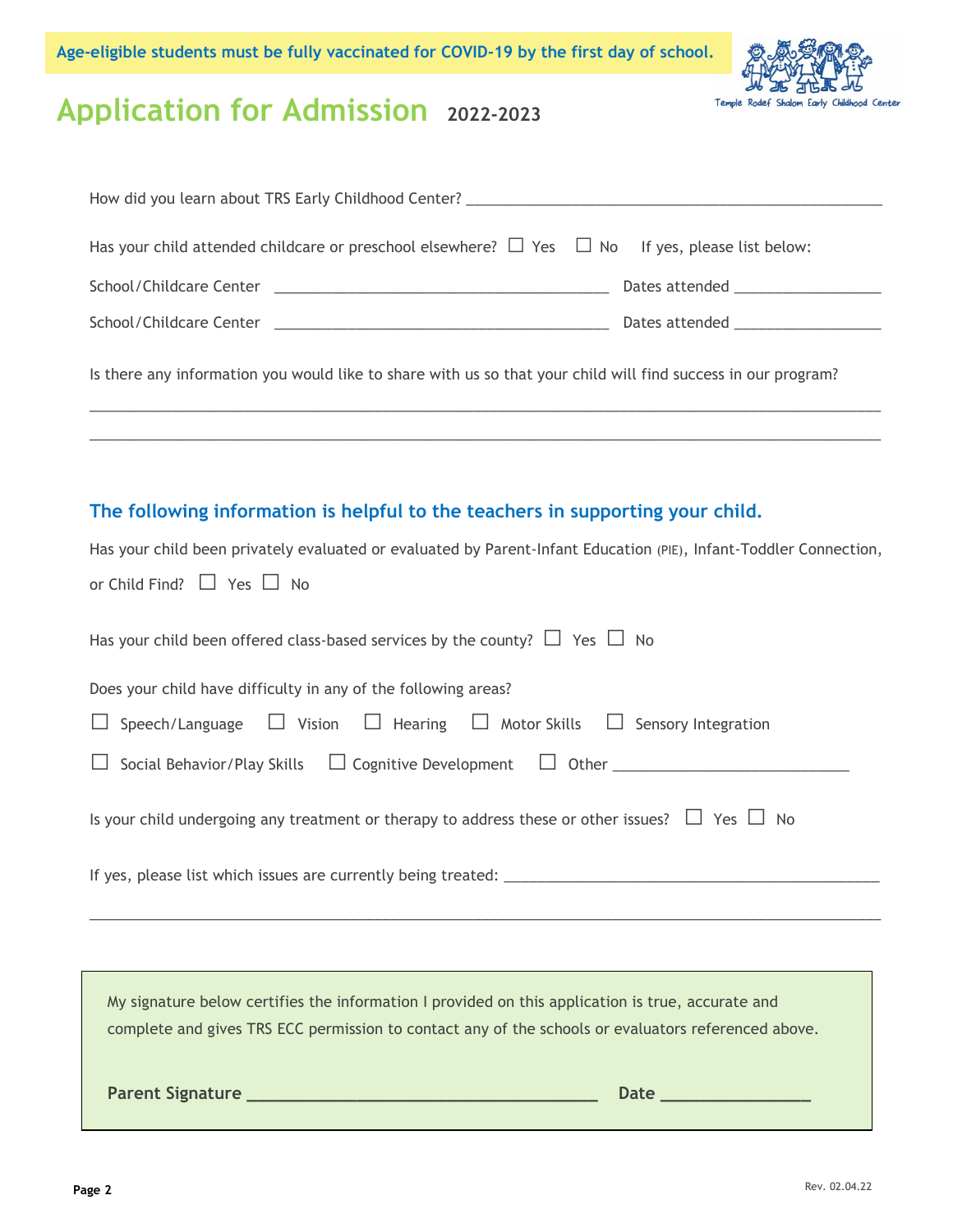**Age-eligible students must be fully vaccinated for COVID-19 by the first day of school.**

Temple Rodef Shalom Early Childhood Center

# Application for Admission 2022-2023

How did you learn about TRS Early Childhood Center? ____________________________________________________

Has your child attended childcare or preschool elsewhere? ☐ Yes ☐ No If yes, please list below:

School/Childcare Center ________________________________________ Dates attended __________________

School/Childcare Center ________________________________________ Dates attended __________________

Is there any information you would like to share with us so that your child will find success in our program?

_______________________________________________________________________________________________

_______________________________________________________________________________________________

## The following information is helpful to the teachers in supporting your child.

Has your child been privately evaluated or evaluated by Parent-Infant Education (PIE), Infant-Toddler Connection, or Child Find? ☐ Yes ☐ No

Has your child been offered class-based services by the county? ☐ Yes ☐ No

Does your child have difficulty in any of the following areas?

☐ Speech/Language ☐ Vision ☐ Hearing ☐ Motor Skills ☐ Sensory Integration

☐ Social Behavior/Play Skills ☐ Cognitive Development ☐ Other ______________________________

Is your child undergoing any treatment or therapy to address these or other issues? ☐ Yes ☐ No

If yes, please list which issues are currently being treated: ______________________________________________

_______________________________________________________________________________________________

My signature below certifies the information I provided on this application is true, accurate and complete and gives TRS ECC permission to contact any of the schools or evaluators referenced above.

**Parent Signature** ________________________________________ **Date** ________________

Rev. 02.04.22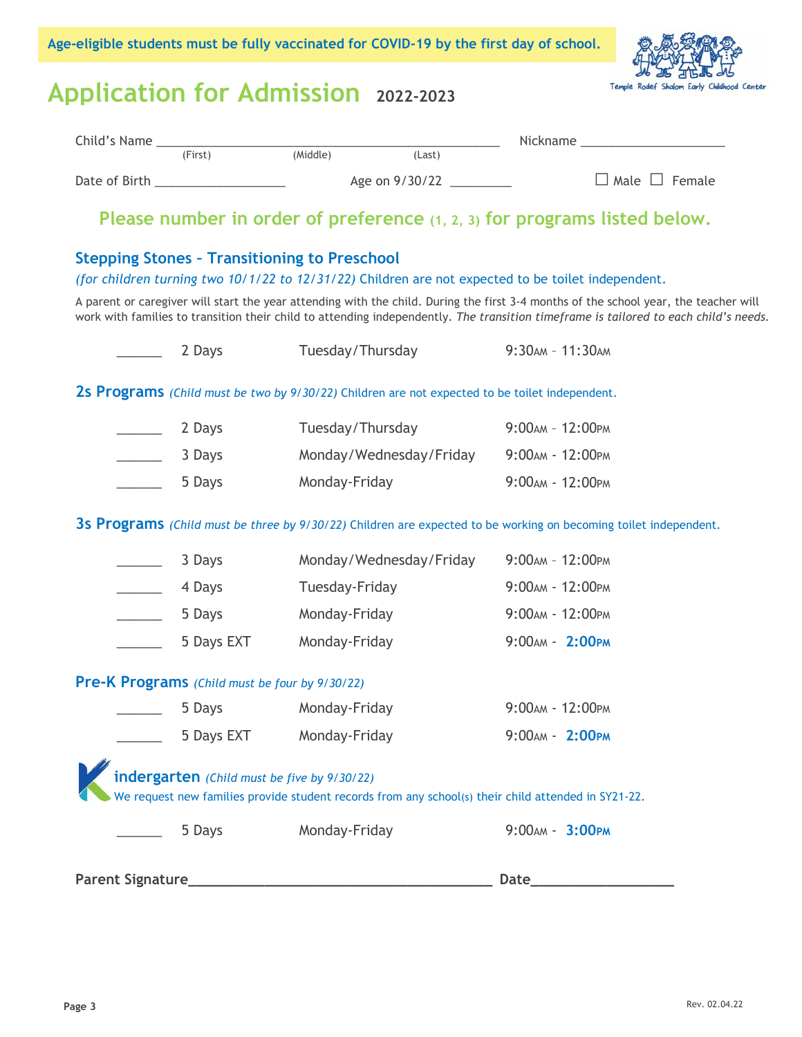**Age-eligible students must be fully vaccinated for COVID-19 by the first day of school.**

Temple Rodef Shalom Early Childhood Center

# Application for Admission 2022-2023

Child's Name ______________________________________________ Nickname ____________________
(First) (Middle) (Last)

Date of Birth __________________ Age on 9/30/22 ________ ☐ Male ☐ Female

## Please number in order of preference (1, 2, 3) for programs listed below.

### Stepping Stones – Transitioning to Preschool

*(for children turning two 10/1/22 to 12/31/22)* Children are not expected to be toilet independent.

A parent or caregiver will start the year attending with the child. During the first 3-4 months of the school year, the teacher will work with families to transition their child to attending independently. *The transition timeframe is tailored to each child's needs.*

| | | | |
|---|---|---|---|
| ______ | 2 Days | Tuesday/Thursday | 9:30AM – 11:30AM |

### 2s Programs *(Child must be two by 9/30/22)* Children are not expected to be toilet independent.

| | | | |
|---|---|---|---|
| ______ | 2 Days | Tuesday/Thursday | 9:00AM – 12:00PM |
| ______ | 3 Days | Monday/Wednesday/Friday | 9:00AM - 12:00PM |
| ______ | 5 Days | Monday-Friday | 9:00AM - 12:00PM |

### 3s Programs *(Child must be three by 9/30/22)* Children are expected to be working on becoming toilet independent.

| | | | |
|---|---|---|---|
| ______ | 3 Days | Monday/Wednesday/Friday | 9:00AM – 12:00PM |
| ______ | 4 Days | Tuesday-Friday | 9:00AM - 12:00PM |
| ______ | 5 Days | Monday-Friday | 9:00AM - 12:00PM |
| ______ | 5 Days EXT | Monday-Friday | 9:00AM - **2:00PM** |

### Pre-K Programs *(Child must be four by 9/30/22)*

| | | | |
|---|---|---|---|
| ______ | 5 Days | Monday-Friday | 9:00AM - 12:00PM |
| ______ | 5 Days EXT | Monday-Friday | 9:00AM - **2:00PM** |

### Kindergarten *(Child must be five by 9/30/22)*

We request new families provide student records from any school(s) their child attended in SY21-22.

| | | | |
|---|---|---|---|
| ______ | 5 Days | Monday-Friday | 9:00AM - **3:00PM** |

**Parent Signature**________________________________________ **Date**__________________

Rev. 02.04.22